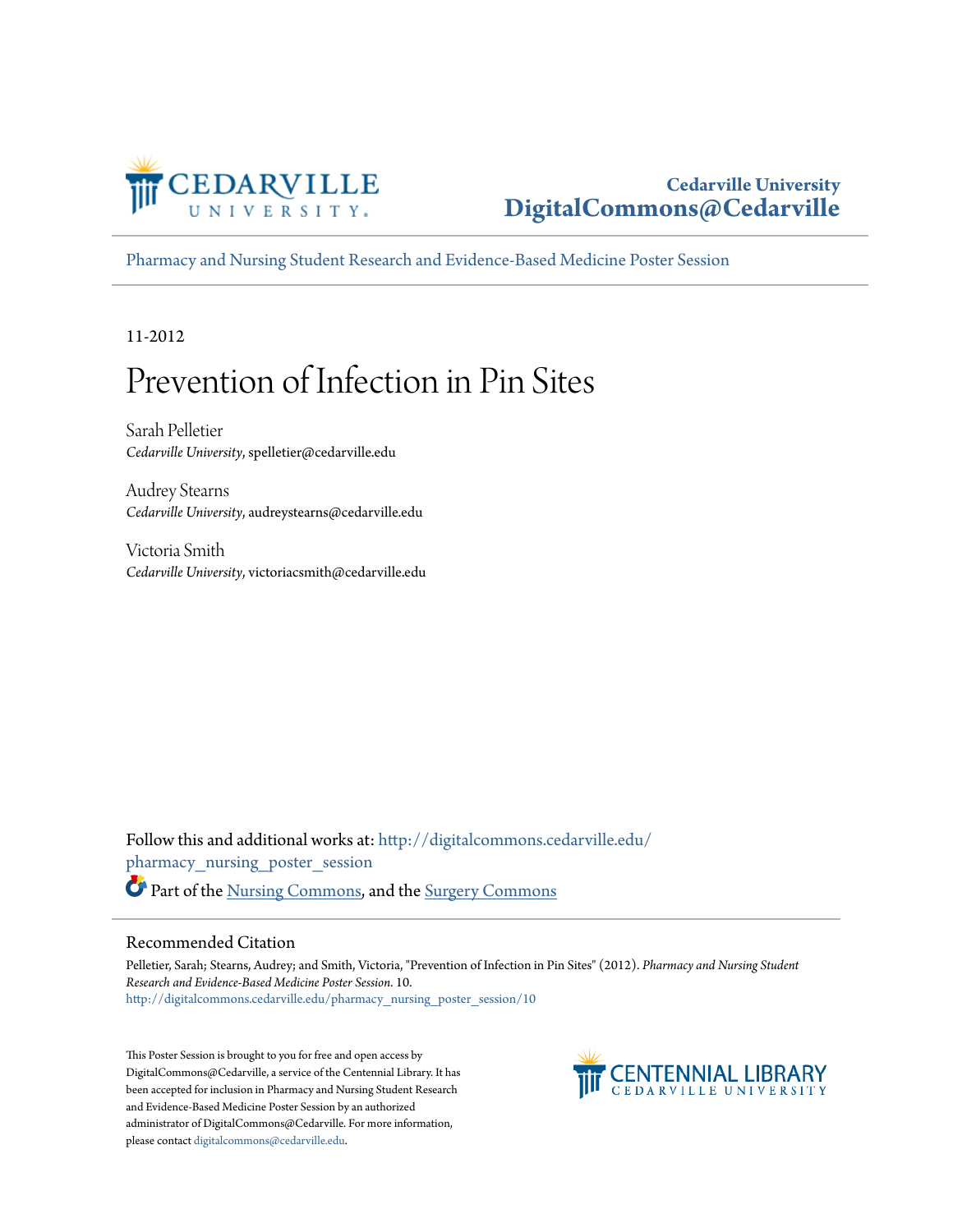Cedarville University
DigitalCommons@Cedarville

Pharmacy and Nursing Student Research and Evidence-Based Medicine Poster Session

11-2012

# Prevention of Infection in Pin Sites

Sarah Pelletier
*Cedarville University*, spelletier@cedarville.edu

Audrey Stearns
*Cedarville University*, audreystearns@cedarville.edu

Victoria Smith
*Cedarville University*, victoriacsmith@cedarville.edu

Follow this and additional works at: http://digitalcommons.cedarville.edu/pharmacy_nursing_poster_session

Part of the Nursing Commons, and the Surgery Commons

## Recommended Citation

Pelletier, Sarah; Stearns, Audrey; and Smith, Victoria, "Prevention of Infection in Pin Sites" (2012). *Pharmacy and Nursing Student Research and Evidence-Based Medicine Poster Session*. 10.
http://digitalcommons.cedarville.edu/pharmacy_nursing_poster_session/10

This Poster Session is brought to you for free and open access by DigitalCommons@Cedarville, a service of the Centennial Library. It has been accepted for inclusion in Pharmacy and Nursing Student Research and Evidence-Based Medicine Poster Session by an authorized administrator of DigitalCommons@Cedarville. For more information, please contact digitalcommons@cedarville.edu.

CENTENNIAL LIBRARY
CEDARVILLE UNIVERSITY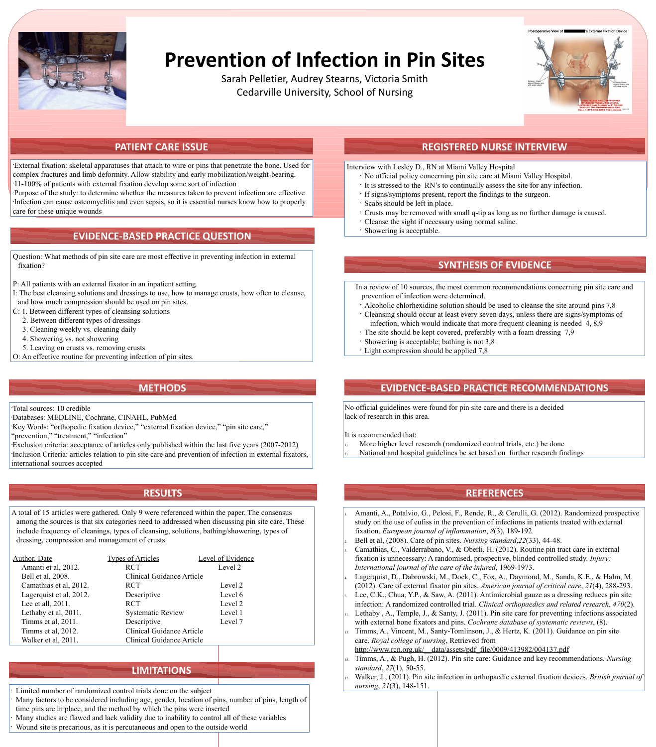# Prevention of Infection in Pin Sites

Sarah Pelletier, Audrey Stearns, Victoria Smith
Cedarville University, School of Nursing

## PATIENT CARE ISSUE

- External fixation: skeletal apparatuses that attach to wire or pins that penetrate the bone. Used for complex fractures and limb deformity. Allow stability and early mobilization/weight-bearing.
- 11-100% of patients with external fixation develop some sort of infection
- Purpose of the study: to determine whether the measures taken to prevent infection are effective
- Infection can cause osteomyelitis and even sepsis, so it is essential nurses know how to properly care for these unique wounds

## EVIDENCE-BASED PRACTICE QUESTION

Question: What methods of pin site care are most effective in preventing infection in external fixation?

P: All patients with an external fixator in an inpatient setting.
I: The best cleansing solutions and dressings to use, how to manage crusts, how often to cleanse, and how much compression should be used on pin sites.
C: 1. Between different types of cleansing solutions
2. Between different types of dressings
3. Cleaning weekly vs. cleaning daily
4. Showering vs. not showering
5. Leaving on crusts vs. removing crusts
O: An effective routine for preventing infection of pin sites.

## METHODS

- Total sources: 10 credible
- Databases: MEDLINE, Cochrane, CINAHL, PubMed
- Key Words: "orthopedic fixation device," "external fixation device," "pin site care," "prevention," "treatment," "infection"
- Exclusion criteria: acceptance of articles only published within the last five years (2007-2012)
- Inclusion Criteria: articles relation to pin site care and prevention of infection in external fixators, international sources accepted

## RESULTS

A total of 15 articles were gathered. Only 9 were referenced within the paper. The consensus among the sources is that six categories need to addressed when discussing pin site care. These include frequency of cleanings, types of cleansing, solutions, bathing/showering, types of dressing, compression and management of crusts.

| Author, Date | Types of Articles | Level of Evidence |
|---|---|---|
| Amanti et al, 2012. | RCT | Level 2 |
| Bell et al, 2008. | Clinical Guidance Article | |
| Camathias et al, 2012. | RCT | Level 2 |
| Lagerquist et al, 2012. | Descriptive | Level 6 |
| Lee et all, 2011. | RCT | Level 2 |
| Lethaby et al, 2011. | Systematic Review | Level 1 |
| Timms et al, 2011. | Descriptive | Level 7 |
| Timms et al, 2012. | Clinical Guidance Article | |
| Walker et al, 2011. | Clinical Guidance Article | |

## LIMITATIONS

- Limited number of randomized control trials done on the subject
- Many factors to be considered including age, gender, location of pins, number of pins, length of time pins are in place, and the method by which the pins were inserted
- Many studies are flawed and lack validity due to inability to control all of these variables
- Wound site is precarious, as it is percutaneous and open to the outside world

## REGISTERED NURSE INTERVIEW

Interview with Lesley D., RN at Miami Valley Hospital

- No official policy concerning pin site care at Miami Valley Hospital.
- It is stressed to the RN's to continually assess the site for any infection.
- If signs/symptoms present, report the findings to the surgeon.
- Scabs should be left in place.
- Crusts may be removed with small q-tip as long as no further damage is caused.
- Cleanse the sight if necessary using normal saline.
- Showering is acceptable.

## SYNTHESIS OF EVIDENCE

In a review of 10 sources, the most common recommendations concerning pin site care and prevention of infection were determined.

- Alcoholic chlorhexidine solution should be used to cleanse the site around pins 7,8
- Cleansing should occur at least every seven days, unless there are signs/symptoms of infection, which would indicate that more frequent cleaning is needed 4, 8,9
- The site should be kept covered, preferably with a foam dressing 7,9
- Showering is acceptable; bathing is not 3,8
- Light compression should be applied 7,8

## EVIDENCE-BASED PRACTICE RECOMMENDATIONS

No official guidelines were found for pin site care and there is a decided lack of research in this area.

It is recommended that:

1) More higher level research (randomized control trials, etc.) be done
2) National and hospital guidelines be set based on further research findings

## REFERENCES

1. Amanti, A., Potalvio, G., Pelosi, F., Rende, R., & Cerulli, G. (2012). Randomized prospective study on the use of eufiss in the prevention of infections in patients treated with external fixation. *European journal of inflammation*, *8*(3), 189-192.
2. Bell et al, (2008). Care of pin sites. *Nursing standard*,*22*(33), 44-48.
3. Camathias, C., Valderrabano, V., & Oberli, H. (2012). Routine pin tract care in external fixation is unnecessary: A randomised, prospective, blinded controlled study. *Injury: International journal of the care of the injured*, 1969-1973.
4. Lagerquist, D., Dabrowski, M., Dock, C., Fox, A., Daymond, M., Sanda, K.E., & Halm, M. (2012). Care of external fixator pin sites. *American journal of critical care*, *21*(4), 288-293.
5. Lee, C.K., Chua, Y.P., & Saw, A. (2011). Antimicrobial gauze as a dressing reduces pin site infection: A randomized controlled trial. *Clinical orthopaedics and related research*, *470*(2).
11. Lethaby , A., Temple, J., & Santy, J. (2011). Pin site care for preventing infections associated with external bone fixators and pins. *Cochrane database of systematic reviews*, (8).
13. Timms, A., Vincent, M., Santy-Tomlinson, J., & Hertz, K. (2011). Guidance on pin site care. *Royal college of nursing*, Retrieved from http://www.rcn.org.uk/__data/assets/pdf_file/0009/413982/004137.pdf
15. Timms, A., & Pugh, H. (2012). Pin site care: Guidance and key recommendations. *Nursing standard*, *27*(1), 50-55.
17. Walker, J., (2011). Pin site infection in orthopaedic external fixation devices. *British journal of nursing*, *21*(3), 148-151.